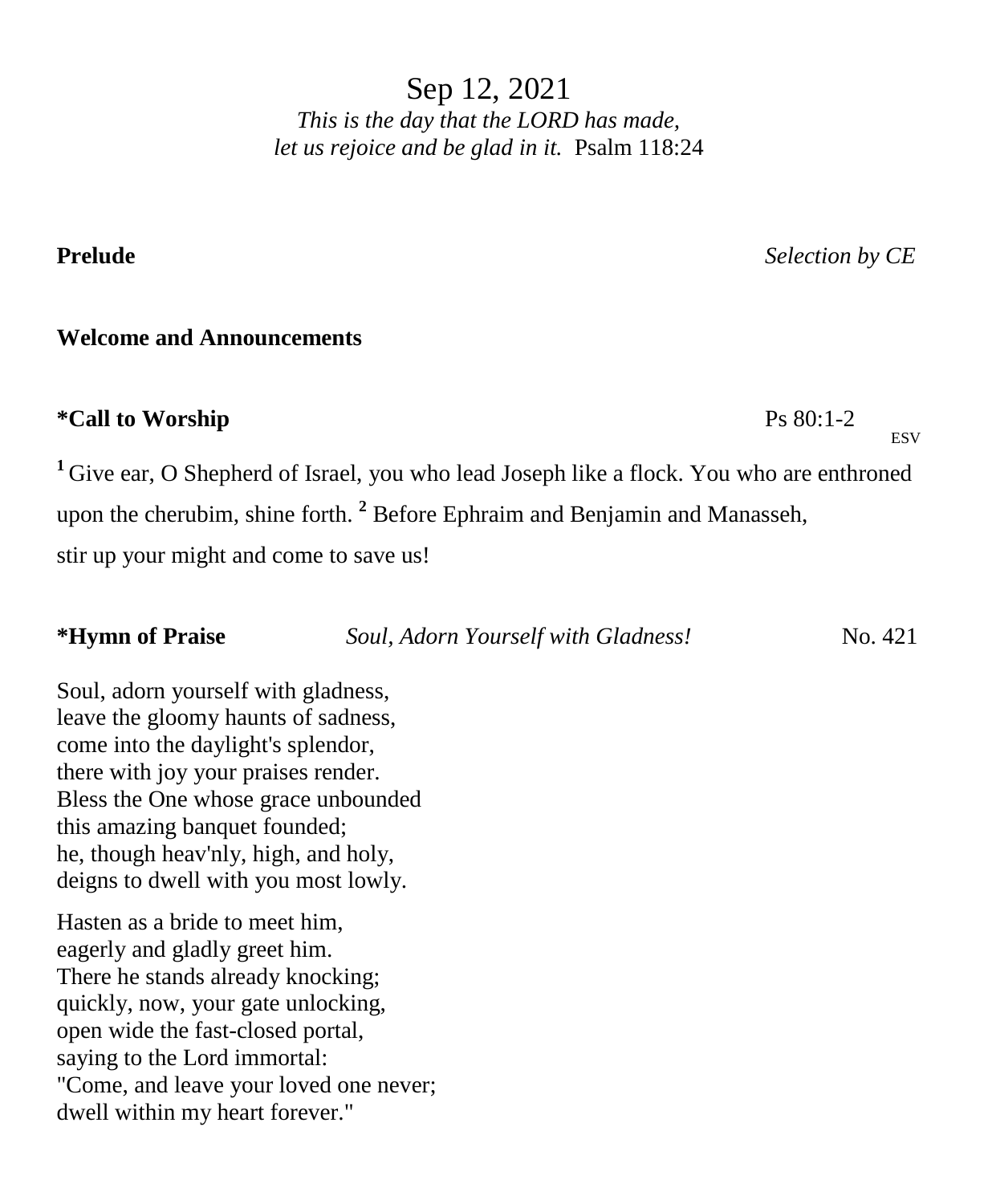# Sep 12, 2021

*This is the day that the LORD has made,*
*let us rejoice and be glad in it.* Psalm 118:24

**Prelude** *Selection by CE*

**Welcome and Announcements**

**\*Call to Worship** Ps 80:1-2 ESV

[1] Give ear, O Shepherd of Israel, you who lead Joseph like a flock. You who are enthroned upon the cherubim, shine forth. [2] Before Ephraim and Benjamin and Manasseh, stir up your might and come to save us!

**\*Hymn of Praise** *Soul, Adorn Yourself with Gladness!* No. 421

Soul, adorn yourself with gladness,
leave the gloomy haunts of sadness,
come into the daylight's splendor,
there with joy your praises render.
Bless the One whose grace unbounded
this amazing banquet founded;
he, though heav'nly, high, and holy,
deigns to dwell with you most lowly.

Hasten as a bride to meet him,
eagerly and gladly greet him.
There he stands already knocking;
quickly, now, your gate unlocking,
open wide the fast-closed portal,
saying to the Lord immortal:
"Come, and leave your loved one never;
dwell within my heart forever."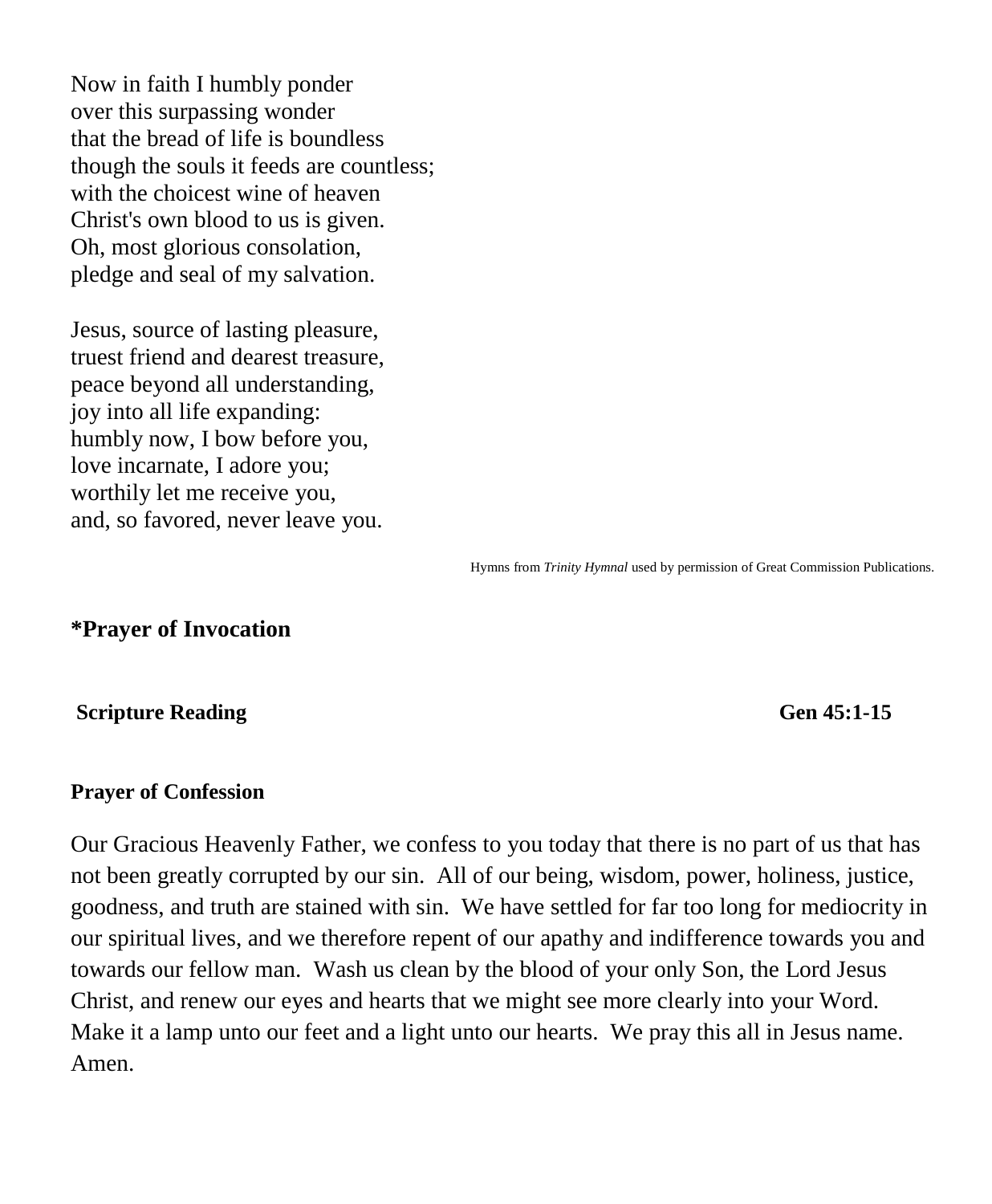Now in faith I humbly ponder
over this surpassing wonder
that the bread of life is boundless
though the souls it feeds are countless;
with the choicest wine of heaven
Christ's own blood to us is given.
Oh, most glorious consolation,
pledge and seal of my salvation.

Jesus, source of lasting pleasure,
truest friend and dearest treasure,
peace beyond all understanding,
joy into all life expanding:
humbly now, I bow before you,
love incarnate, I adore you;
worthily let me receive you,
and, so favored, never leave you.

Hymns from *Trinity Hymnal* used by permission of Great Commission Publications.

**\*Prayer of Invocation**

**Scripture Reading** **Gen 45:1-15**

**Prayer of Confession**

Our Gracious Heavenly Father, we confess to you today that there is no part of us that has not been greatly corrupted by our sin. All of our being, wisdom, power, holiness, justice, goodness, and truth are stained with sin. We have settled for far too long for mediocrity in our spiritual lives, and we therefore repent of our apathy and indifference towards you and towards our fellow man. Wash us clean by the blood of your only Son, the Lord Jesus Christ, and renew our eyes and hearts that we might see more clearly into your Word. Make it a lamp unto our feet and a light unto our hearts. We pray this all in Jesus name. Amen.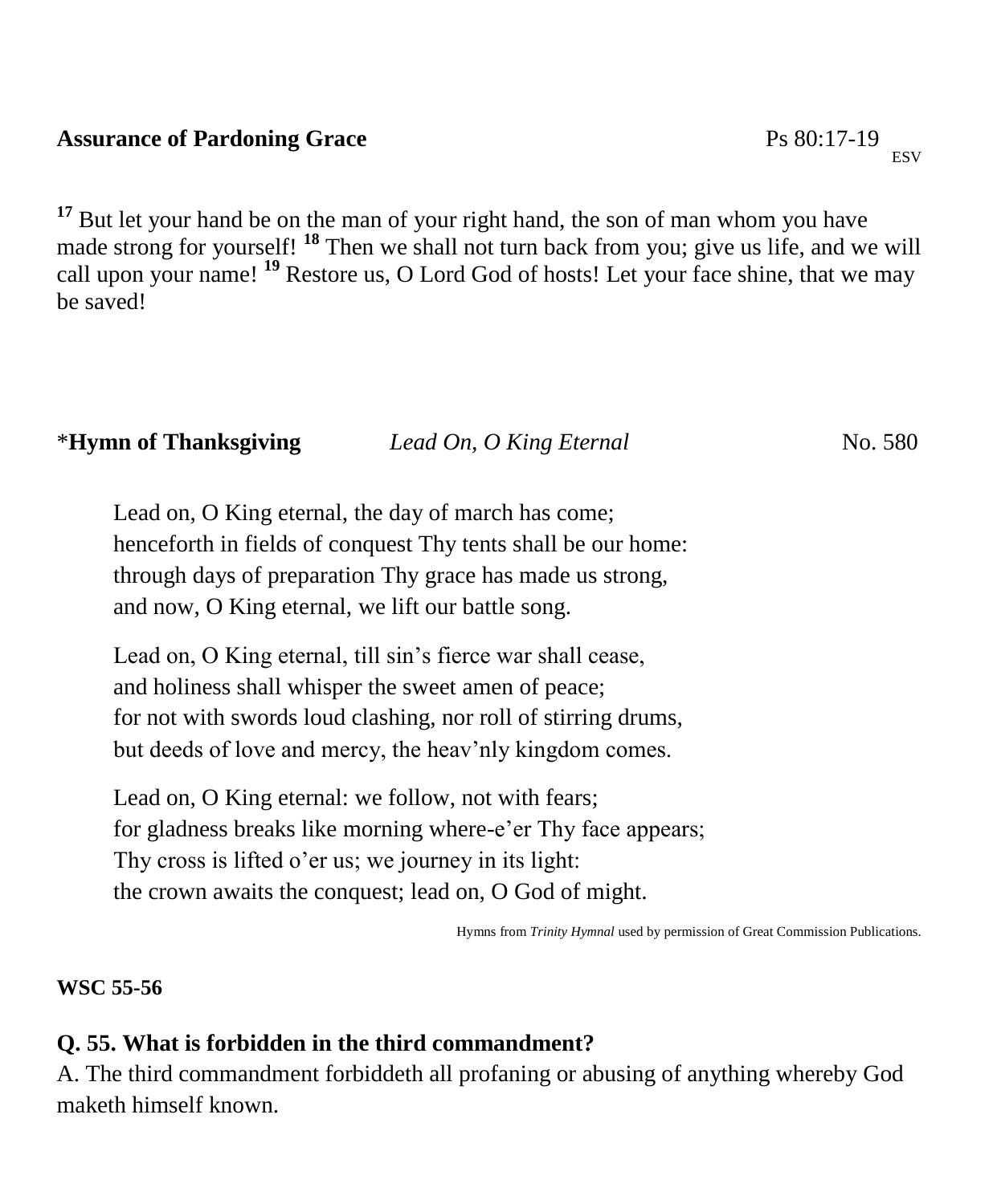**Assurance of Pardoning Grace** Ps 80:17-19 ESV

[17] But let your hand be on the man of your right hand, the son of man whom you have made strong for yourself! [18] Then we shall not turn back from you; give us life, and we will call upon your name! [19] Restore us, O Lord God of hosts! Let your face shine, that we may be saved!

*__Hymn of Thanksgiving__ *Lead On, O King Eternal* No. 580

Lead on, O King eternal, the day of march has come;
henceforth in fields of conquest Thy tents shall be our home:
through days of preparation Thy grace has made us strong,
and now, O King eternal, we lift our battle song.

Lead on, O King eternal, till sin's fierce war shall cease,
and holiness shall whisper the sweet amen of peace;
for not with swords loud clashing, nor roll of stirring drums,
but deeds of love and mercy, the heav'nly kingdom comes.

Lead on, O King eternal: we follow, not with fears;
for gladness breaks like morning where-e'er Thy face appears;
Thy cross is lifted o'er us; we journey in its light:
the crown awaits the conquest; lead on, O God of might.

Hymns from *Trinity Hymnal* used by permission of Great Commission Publications.

**WSC 55-56**

**Q. 55. What is forbidden in the third commandment?**
A. The third commandment forbiddeth all profaning or abusing of anything whereby God maketh himself known.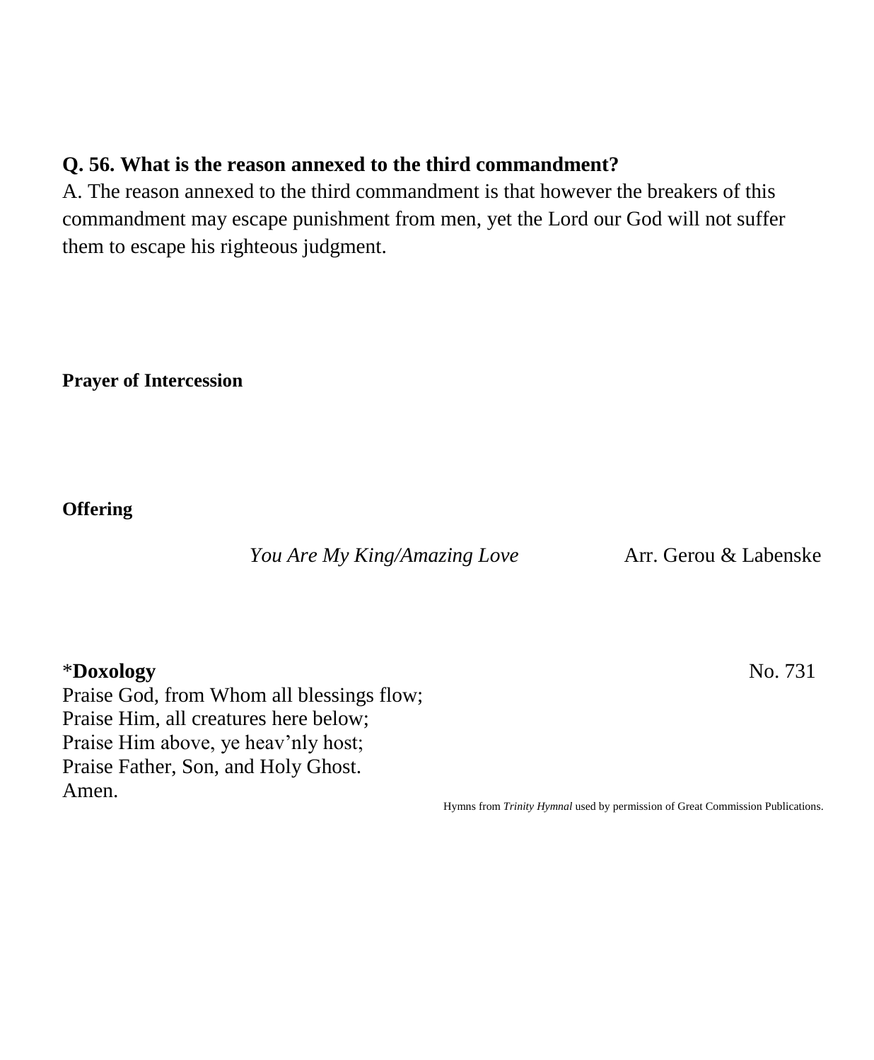**Q. 56. What is the reason annexed to the third commandment?**
A. The reason annexed to the third commandment is that however the breakers of this commandment may escape punishment from men, yet the Lord our God will not suffer them to escape his righteous judgment.

**Prayer of Intercession**

**Offering**

*You Are My King/Amazing Love* Arr. Gerou & Labenske

\***Doxology** No. 731

Praise God, from Whom all blessings flow;
Praise Him, all creatures here below;
Praise Him above, ye heav'nly host;
Praise Father, Son, and Holy Ghost.
Amen.

Hymns from *Trinity Hymnal* used by permission of Great Commission Publications.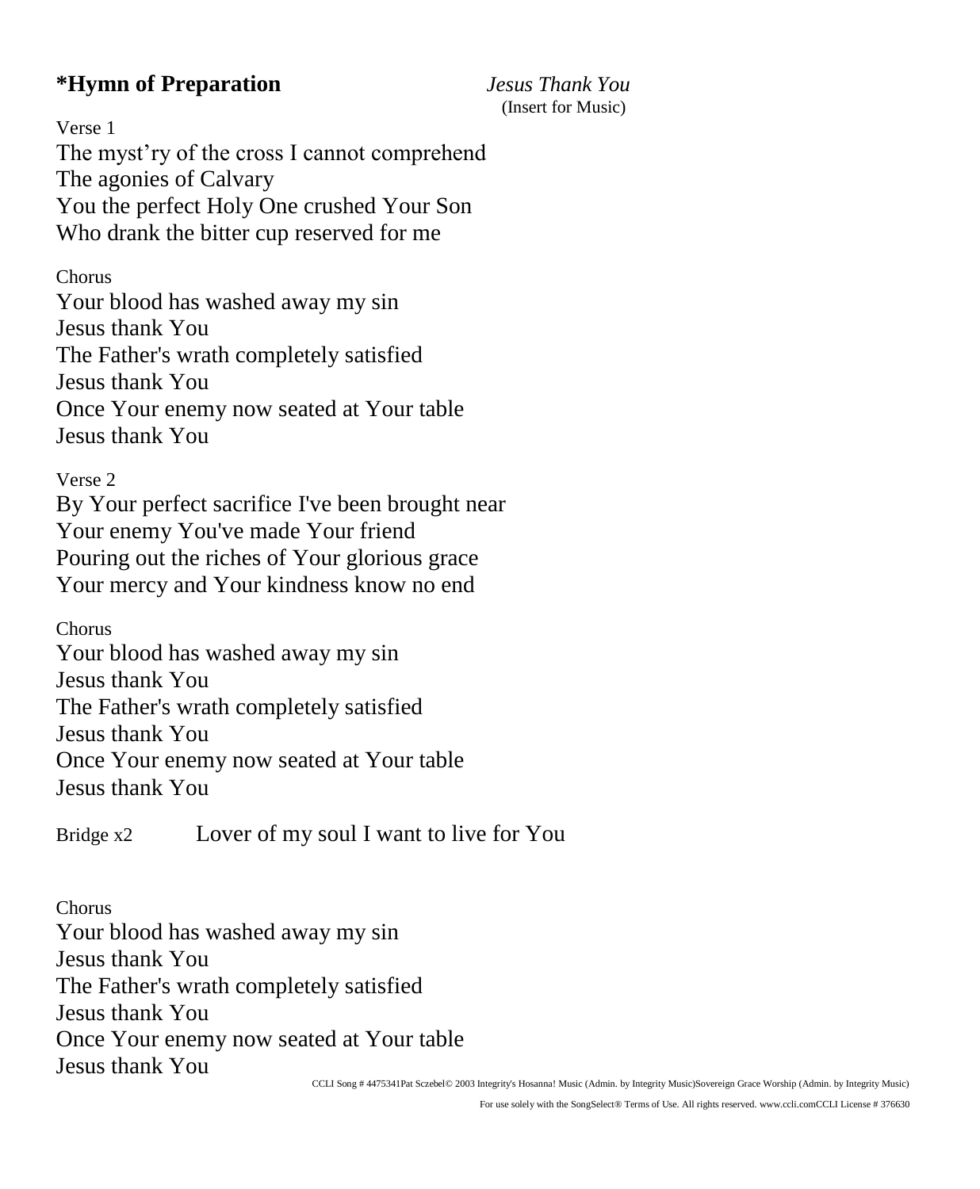## *Hymn of Preparation

*Jesus Thank You*
(Insert for Music)

Verse 1
The myst'ry of the cross I cannot comprehend
The agonies of Calvary
You the perfect Holy One crushed Your Son
Who drank the bitter cup reserved for me

Chorus
Your blood has washed away my sin
Jesus thank You
The Father's wrath completely satisfied
Jesus thank You
Once Your enemy now seated at Your table
Jesus thank You

Verse 2
By Your perfect sacrifice I've been brought near
Your enemy You've made Your friend
Pouring out the riches of Your glorious grace
Your mercy and Your kindness know no end

Chorus
Your blood has washed away my sin
Jesus thank You
The Father's wrath completely satisfied
Jesus thank You
Once Your enemy now seated at Your table
Jesus thank You

Bridge x2 Lover of my soul I want to live for You

Chorus
Your blood has washed away my sin
Jesus thank You
The Father's wrath completely satisfied
Jesus thank You
Once Your enemy now seated at Your table
Jesus thank You

CCLI Song # 4475341Pat Sczebel© 2003 Integrity's Hosanna! Music (Admin. by Integrity Music)Sovereign Grace Worship (Admin. by Integrity Music)

For use solely with the SongSelect® Terms of Use. All rights reserved. www.ccli.comCCLI License # 376630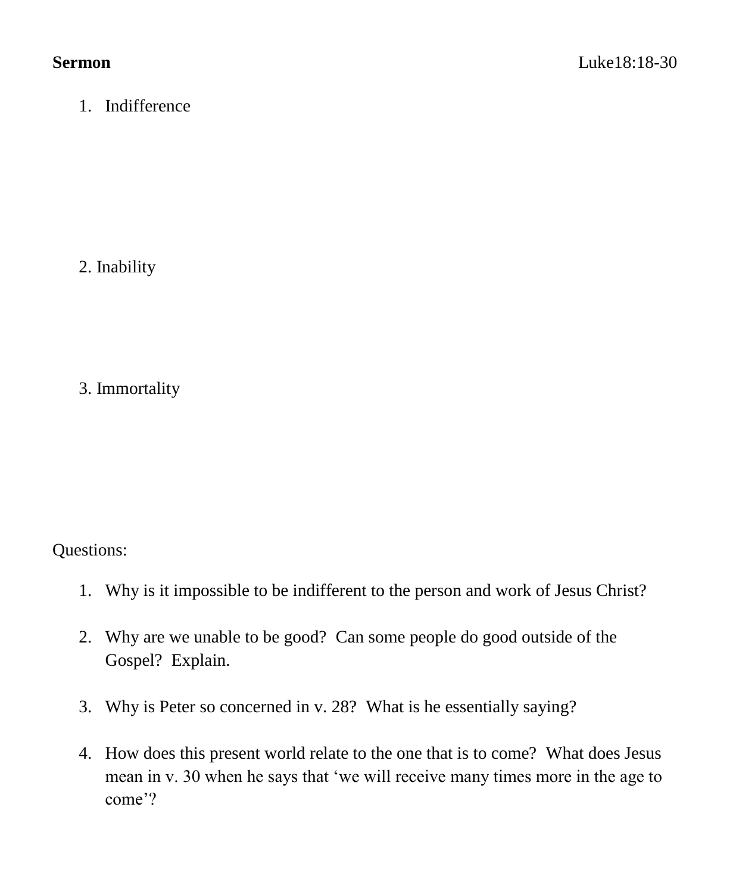**Sermon** Luke18:18-30

1. Indifference

2. Inability

3. Immortality

Questions:

1. Why is it impossible to be indifferent to the person and work of Jesus Christ?

2. Why are we unable to be good? Can some people do good outside of the Gospel? Explain.

3. Why is Peter so concerned in v. 28? What is he essentially saying?

4. How does this present world relate to the one that is to come? What does Jesus mean in v. 30 when he says that 'we will receive many times more in the age to come'?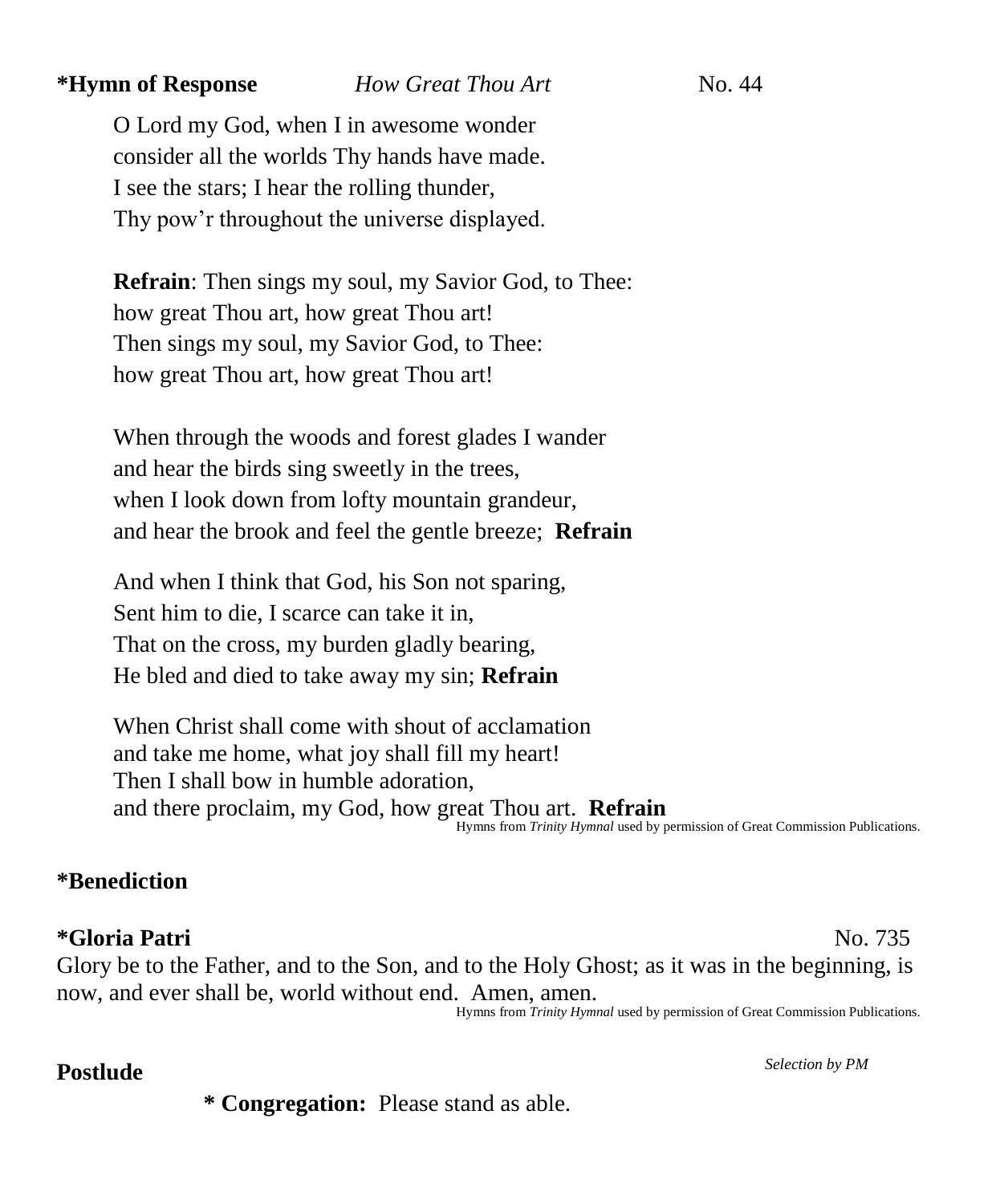**\*Hymn of Response** *How Great Thou Art* No. 44

O Lord my God, when I in awesome wonder
consider all the worlds Thy hands have made.
I see the stars; I hear the rolling thunder,
Thy pow'r throughout the universe displayed.

**Refrain**: Then sings my soul, my Savior God, to Thee:
how great Thou art, how great Thou art!
Then sings my soul, my Savior God, to Thee:
how great Thou art, how great Thou art!

When through the woods and forest glades I wander
and hear the birds sing sweetly in the trees,
when I look down from lofty mountain grandeur,
and hear the brook and feel the gentle breeze; **Refrain**

And when I think that God, his Son not sparing,
Sent him to die, I scarce can take it in,
That on the cross, my burden gladly bearing,
He bled and died to take away my sin; **Refrain**

When Christ shall come with shout of acclamation
and take me home, what joy shall fill my heart!
Then I shall bow in humble adoration,
and there proclaim, my God, how great Thou art. **Refrain**

Hymns from *Trinity Hymnal* used by permission of Great Commission Publications.

**\*Benediction**

**\*Gloria Patri** No. 735

Glory be to the Father, and to the Son, and to the Holy Ghost; as it was in the beginning, is now, and ever shall be, world without end. Amen, amen.

Hymns from *Trinity Hymnal* used by permission of Great Commission Publications.

**Postlude** *Selection by PM*

**\* Congregation:** Please stand as able.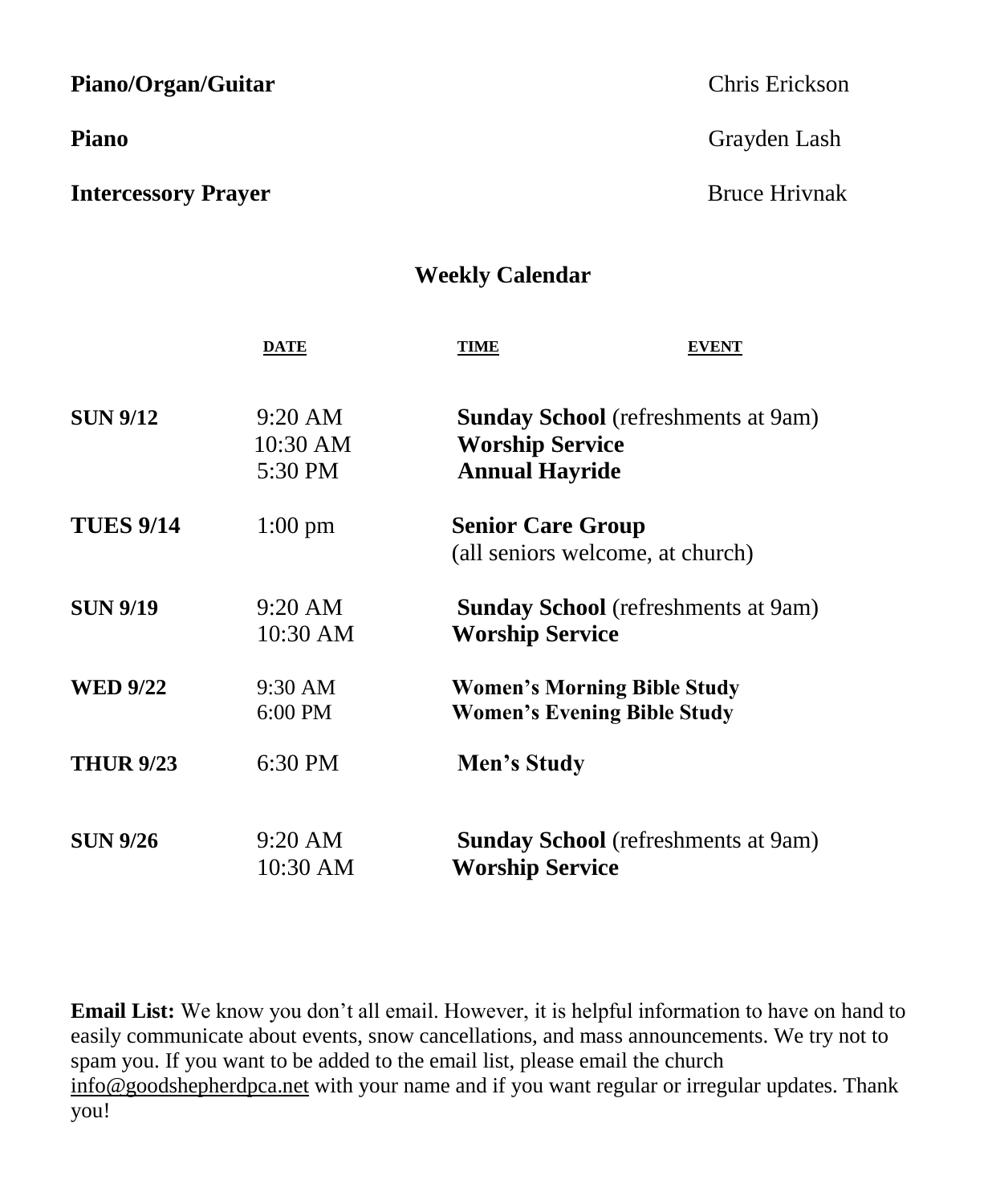| | |
|---|---|
| **Piano/Organ/Guitar** | Chris Erickson |
| **Piano** | Grayden Lash |
| **Intercessory Prayer** | Bruce Hrivnak |

## Weekly Calendar

| | DATE | TIME | EVENT |
|---|---|---|---|
| **SUN 9/12** | 9:20 AM | **Sunday School** (refreshments at 9am) | |
| | 10:30 AM | **Worship Service** | |
| | 5:30 PM | **Annual Hayride** | |
| **TUES 9/14** | 1:00 pm | **Senior Care Group** (all seniors welcome, at church) | |
| **SUN 9/19** | 9:20 AM | **Sunday School** (refreshments at 9am) | |
| | 10:30 AM | **Worship Service** | |
| **WED 9/22** | 9:30 AM | **Women's Morning Bible Study** | |
| | 6:00 PM | **Women's Evening Bible Study** | |
| **THUR 9/23** | 6:30 PM | **Men's Study** | |
| **SUN 9/26** | 9:20 AM | **Sunday School** (refreshments at 9am) | |
| | 10:30 AM | **Worship Service** | |

**Email List:** We know you don't all email. However, it is helpful information to have on hand to easily communicate about events, snow cancellations, and mass announcements. We try not to spam you. If you want to be added to the email list, please email the church info@goodshepherdpca.net with your name and if you want regular or irregular updates. Thank you!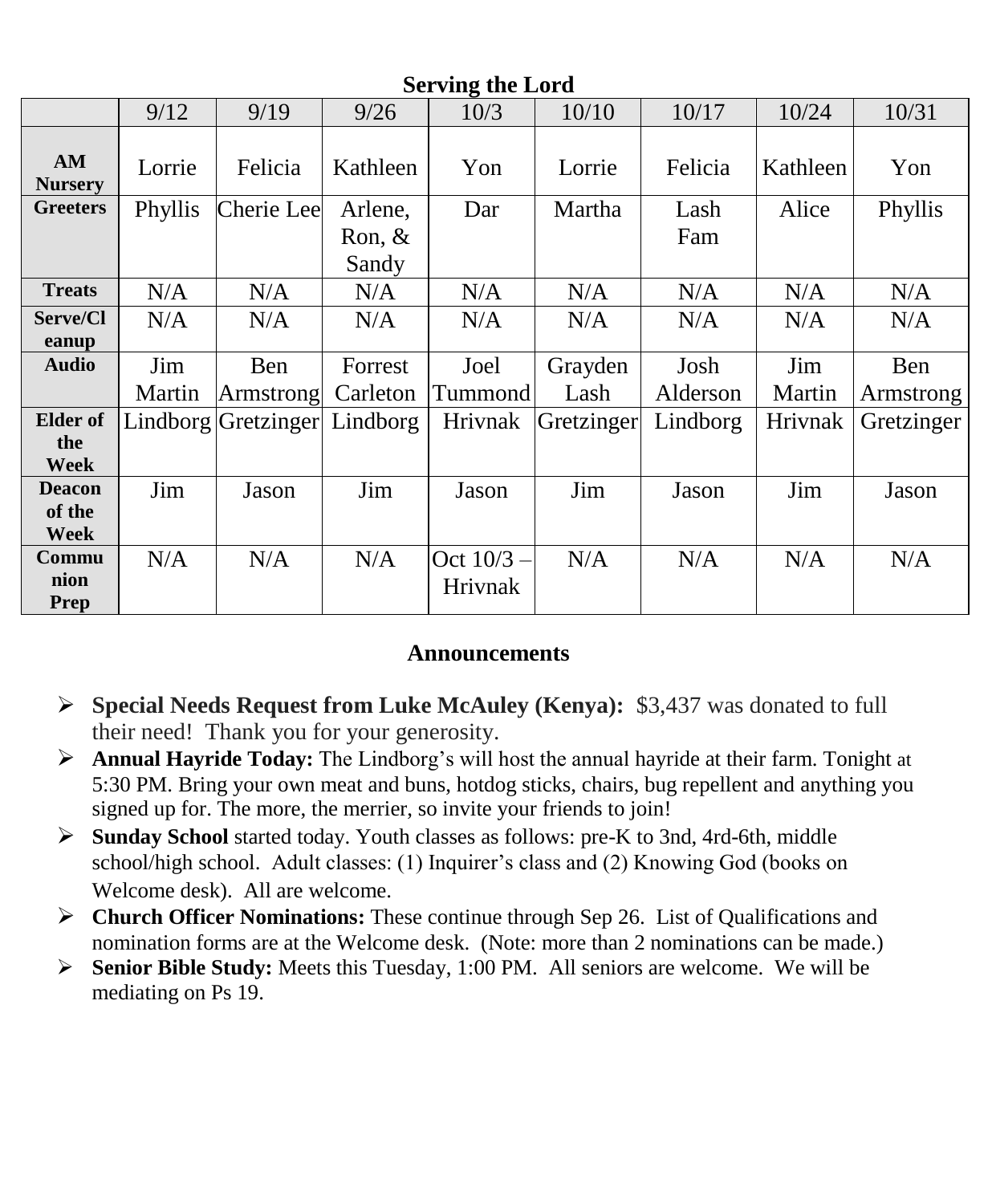## Serving the Lord

| | 9/12 | 9/19 | 9/26 | 10/3 | 10/10 | 10/17 | 10/24 | 10/31 |
|---|---|---|---|---|---|---|---|---|
| **AM Nursery** | Lorrie | Felicia | Kathleen | Yon | Lorrie | Felicia | Kathleen | Yon |
| **Greeters** | Phyllis | Cherie Lee | Arlene, Ron, & Sandy | Dar | Martha | Lash Fam | Alice | Phyllis |
| **Treats** | N/A | N/A | N/A | N/A | N/A | N/A | N/A | N/A |
| **Serve/Cleanup** | N/A | N/A | N/A | N/A | N/A | N/A | N/A | N/A |
| **Audio** | Jim Martin | Ben Armstrong | Forrest Carleton | Joel Tummond | Grayden Lash | Josh Alderson | Jim Martin | Ben Armstrong |
| **Elder of the Week** | Lindborg | Gretzinger | Lindborg | Hrivnak | Gretzinger | Lindborg | Hrivnak | Gretzinger |
| **Deacon of the Week** | Jim | Jason | Jim | Jason | Jim | Jason | Jim | Jason |
| **Communion Prep** | N/A | N/A | N/A | Oct 10/3 – Hrivnak | N/A | N/A | N/A | N/A |

## Announcements

- **Special Needs Request from Luke McAuley (Kenya):** $3,437 was donated to full their need! Thank you for your generosity.
- **Annual Hayride Today:** The Lindborg's will host the annual hayride at their farm. Tonight at 5:30 PM. Bring your own meat and buns, hotdog sticks, chairs, bug repellent and anything you signed up for. The more, the merrier, so invite your friends to join!
- **Sunday School** started today. Youth classes as follows: pre-K to 3nd, 4rd-6th, middle school/high school. Adult classes: (1) Inquirer's class and (2) Knowing God (books on Welcome desk). All are welcome.
- **Church Officer Nominations:** These continue through Sep 26. List of Qualifications and nomination forms are at the Welcome desk. (Note: more than 2 nominations can be made.)
- **Senior Bible Study:** Meets this Tuesday, 1:00 PM. All seniors are welcome. We will be mediating on Ps 19.